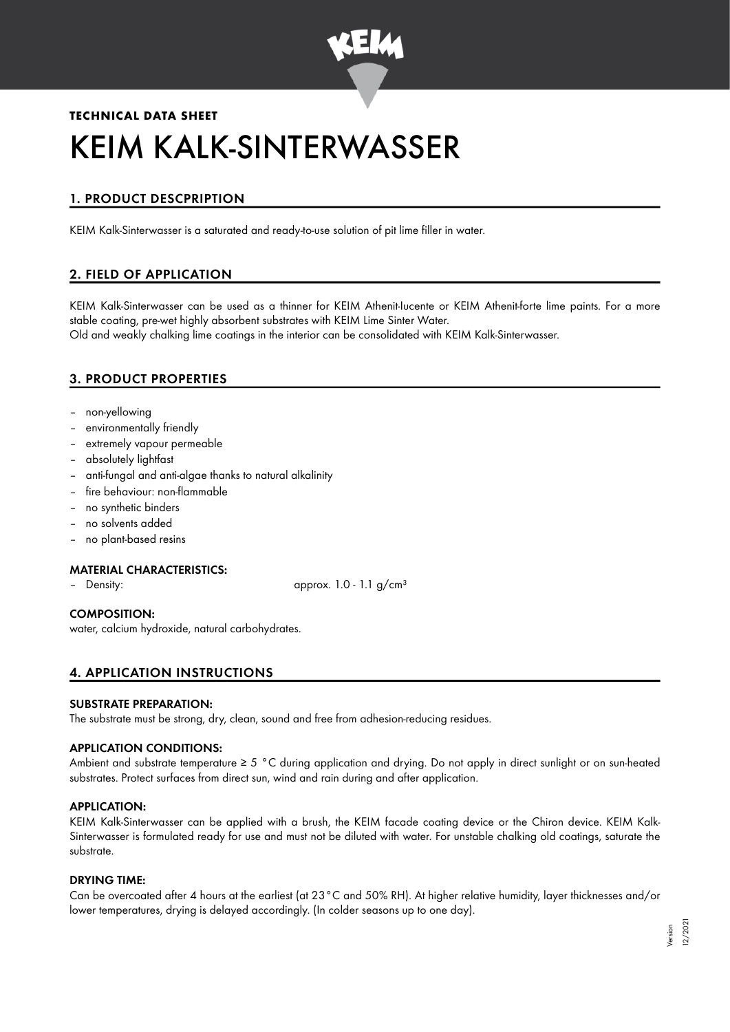**TECHNICAL DATA SHEET**

# KEIM KALK-SINTERWASSER

## 1. PRODUCT DESCPRIPTION

KEIM Kalk-Sinterwasser is a saturated and ready-to-use solution of pit lime filler in water.

## 2. FIELD OF APPLICATION

KEIM Kalk-Sinterwasser can be used as a thinner for KEIM Athenit-lucente or KEIM Athenit-forte lime paints. For a more stable coating, pre-wet highly absorbent substrates with KEIM Lime Sinter Water.
Old and weakly chalking lime coatings in the interior can be consolidated with KEIM Kalk-Sinterwasser.

## 3. PRODUCT PROPERTIES

- non-yellowing
- environmentally friendly
- extremely vapour permeable
- absolutely lightfast
- anti-fungal and anti-algae thanks to natural alkalinity
- fire behaviour: non-flammable
- no synthetic binders
- no solvents added
- no plant-based resins

### MATERIAL CHARACTERISTICS:

- Density: approx. 1.0 - 1.1 g/cm³

### COMPOSITION:

water, calcium hydroxide, natural carbohydrates.

## 4. APPLICATION INSTRUCTIONS

### SUBSTRATE PREPARATION:

The substrate must be strong, dry, clean, sound and free from adhesion-reducing residues.

### APPLICATION CONDITIONS:

Ambient and substrate temperature ≥ 5 °C during application and drying. Do not apply in direct sunlight or on sun-heated substrates. Protect surfaces from direct sun, wind and rain during and after application.

### APPLICATION:

KEIM Kalk-Sinterwasser can be applied with a brush, the KEIM facade coating device or the Chiron device. KEIM Kalk-Sinterwasser is formulated ready for use and must not be diluted with water. For unstable chalking old coatings, saturate the substrate.

### DRYING TIME:

Can be overcoated after 4 hours at the earliest (at 23°C and 50% RH). At higher relative humidity, layer thicknesses and/or lower temperatures, drying is delayed accordingly. (In colder seasons up to one day).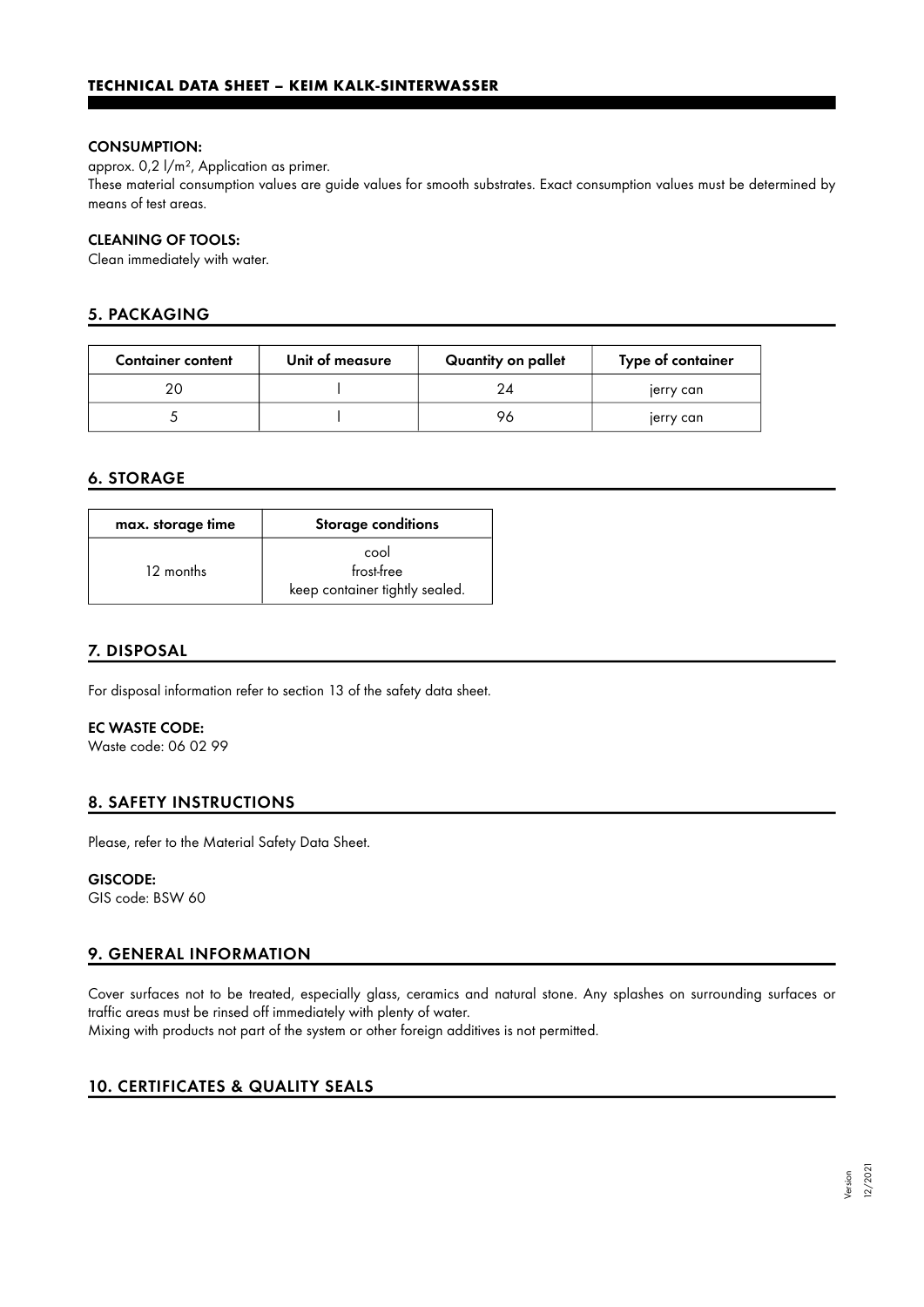#### CONSUMPTION:

approx. 0,2 l/m², Application as primer.

These material consumption values are guide values for smooth substrates. Exact consumption values must be determined by means of test areas.

#### CLEANING OF TOOLS:

Clean immediately with water.

## 5. PACKAGING

| Container content | Unit of measure | Quantity on pallet | Type of container |
|---|---|---|---|
| 20 | l | 24 | jerry can |
| 5 | l | 96 | jerry can |

## 6. STORAGE

| max. storage time | Storage conditions |
|---|---|
| 12 months | cool<br>frost-free<br>keep container tightly sealed. |

## 7. DISPOSAL

For disposal information refer to section 13 of the safety data sheet.

#### EC WASTE CODE:

Waste code: 06 02 99

## 8. SAFETY INSTRUCTIONS

Please, refer to the Material Safety Data Sheet.

#### GISCODE:

GIS code: BSW 60

## 9. GENERAL INFORMATION

Cover surfaces not to be treated, especially glass, ceramics and natural stone. Any splashes on surrounding surfaces or traffic areas must be rinsed off immediately with plenty of water.

Mixing with products not part of the system or other foreign additives is not permitted.

## 10. CERTIFICATES & QUALITY SEALS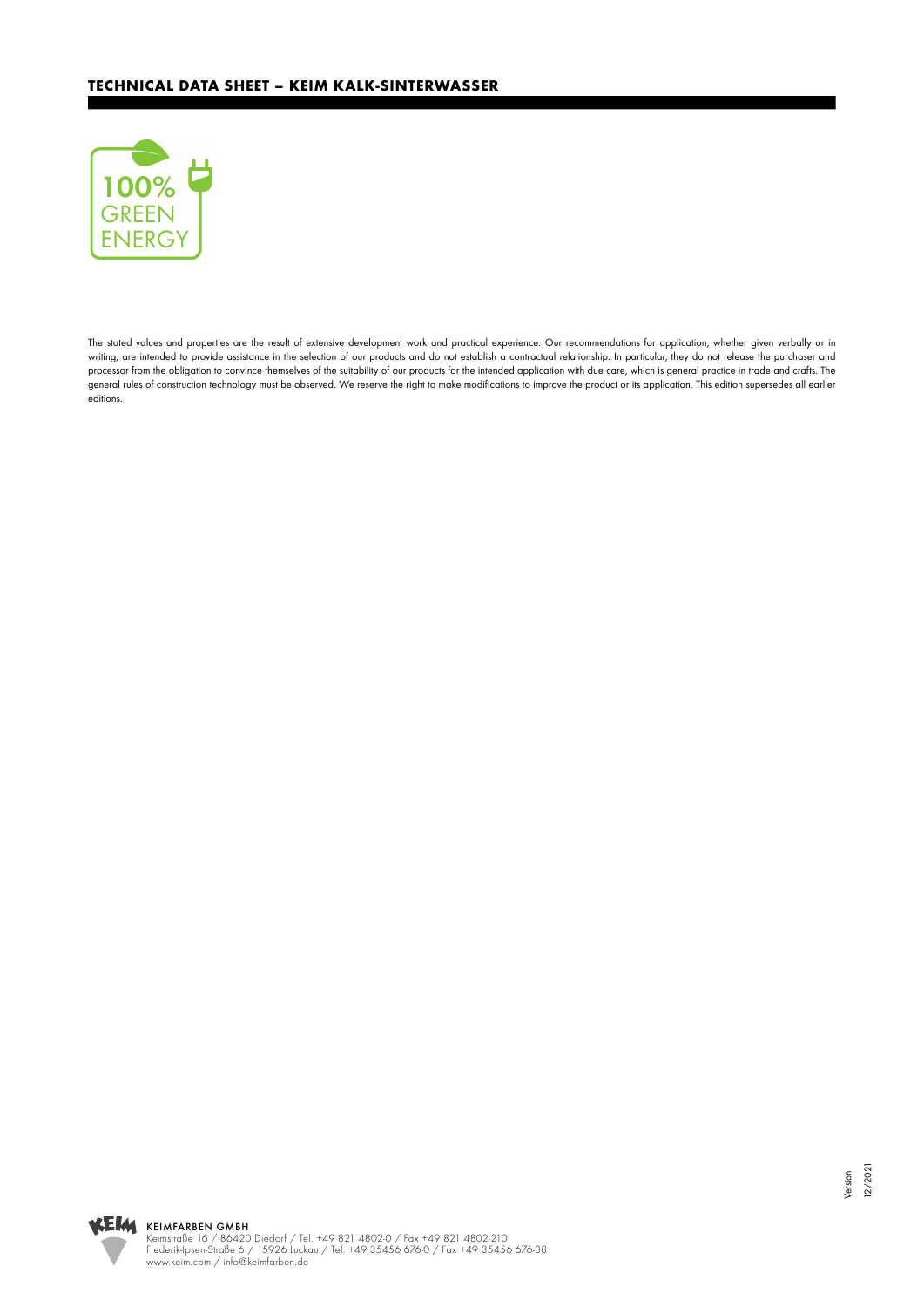100% GREEN ENERGY

The stated values and properties are the result of extensive development work and practical experience. Our recommendations for application, whether given verbally or in writing, are intended to provide assistance in the selection of our products and do not establish a contractual relationship. In particular, they do not release the purchaser and processor from the obligation to convince themselves of the suitability of our products for the intended application with due care, which is general practice in trade and crafts. The general rules of construction technology must be observed. We reserve the right to make modifications to improve the product or its application. This edition supersedes all earlier editions.

**KEIMFARBEN GMBH**
Keimstraße 16 / 86420 Diedorf / Tel. +49 821 4802-0 / Fax +49 821 4802-210
Frederik-Ipsen-Straße 6 / 15926 Luckau / Tel. +49 35456 676-0 / Fax +49 35456 676-38
www.keim.com / info@keimfarben.de

Version 12/2021